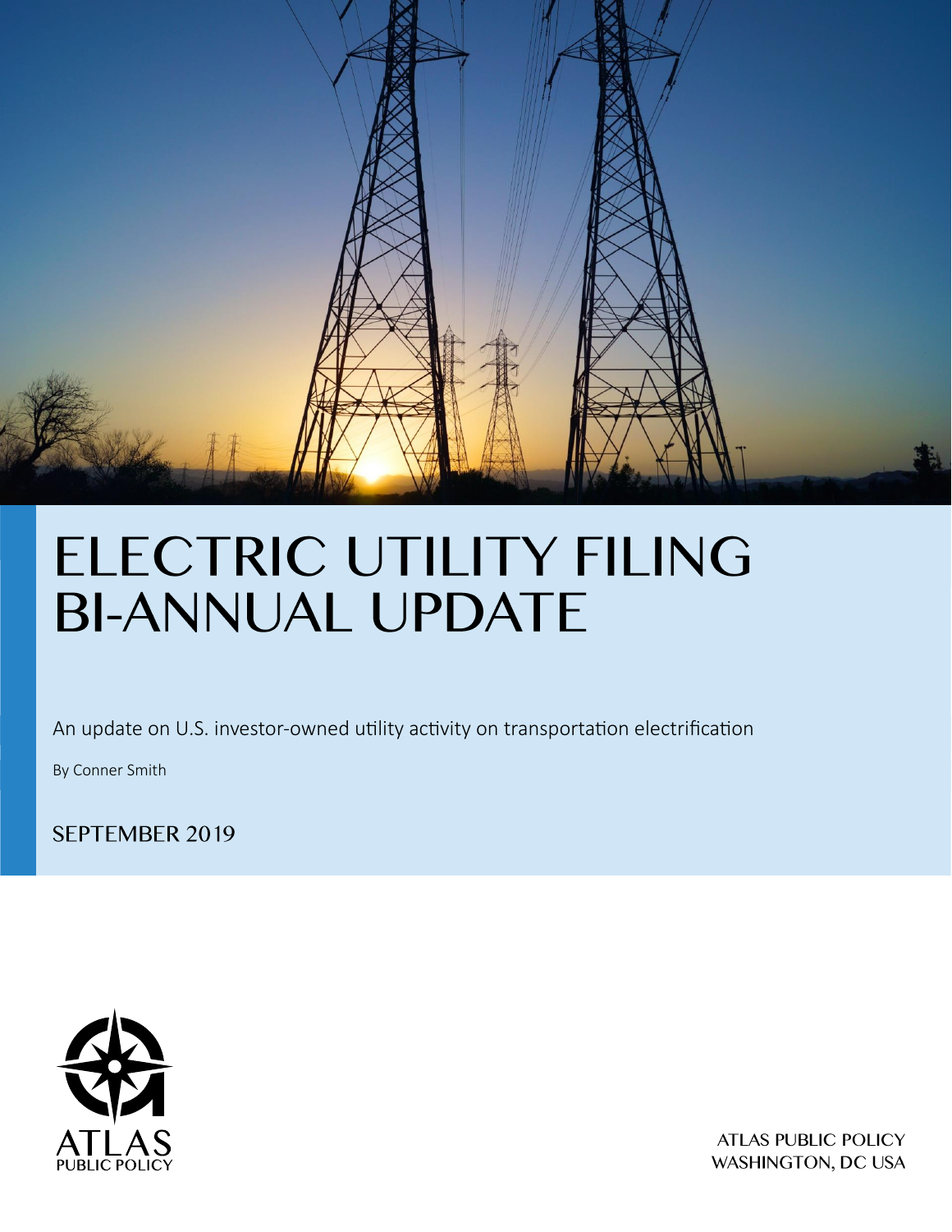# ELECTRIC UTILITY FILING BI-ANNUAL UPDATE

An update on U.S. investor-owned utility activity on transportation electrification

By Conner Smith

SEPTEMBER 2019

ATLAS PUBLIC POLICY

ATLAS PUBLIC POLICY
WASHINGTON, DC USA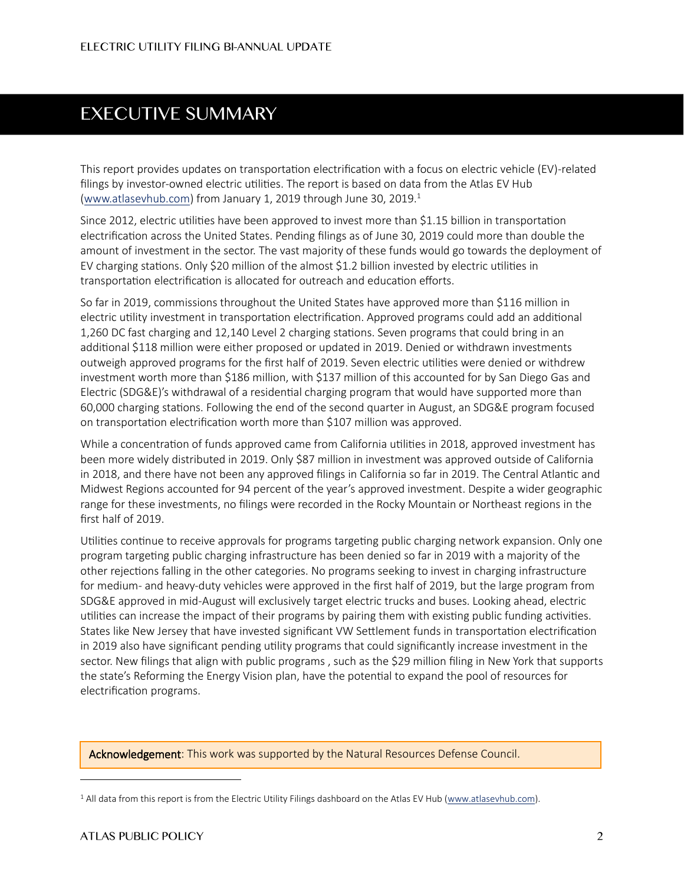# EXECUTIVE SUMMARY

This report provides updates on transportation electrification with a focus on electric vehicle (EV)-related filings by investor-owned electric utilities. The report is based on data from the Atlas EV Hub (www.atlasevhub.com) from January 1, 2019 through June 30, 2019.[1]

Since 2012, electric utilities have been approved to invest more than $1.15 billion in transportation electrification across the United States. Pending filings as of June 30, 2019 could more than double the amount of investment in the sector. The vast majority of these funds would go towards the deployment of EV charging stations. Only $20 million of the almost $1.2 billion invested by electric utilities in transportation electrification is allocated for outreach and education efforts.

So far in 2019, commissions throughout the United States have approved more than $116 million in electric utility investment in transportation electrification. Approved programs could add an additional 1,260 DC fast charging and 12,140 Level 2 charging stations. Seven programs that could bring in an additional $118 million were either proposed or updated in 2019. Denied or withdrawn investments outweigh approved programs for the first half of 2019. Seven electric utilities were denied or withdrew investment worth more than $186 million, with $137 million of this accounted for by San Diego Gas and Electric (SDG&E)'s withdrawal of a residential charging program that would have supported more than 60,000 charging stations. Following the end of the second quarter in August, an SDG&E program focused on transportation electrification worth more than $107 million was approved.

While a concentration of funds approved came from California utilities in 2018, approved investment has been more widely distributed in 2019. Only $87 million in investment was approved outside of California in 2018, and there have not been any approved filings in California so far in 2019. The Central Atlantic and Midwest Regions accounted for 94 percent of the year's approved investment. Despite a wider geographic range for these investments, no filings were recorded in the Rocky Mountain or Northeast regions in the first half of 2019.

Utilities continue to receive approvals for programs targeting public charging network expansion. Only one program targeting public charging infrastructure has been denied so far in 2019 with a majority of the other rejections falling in the other categories. No programs seeking to invest in charging infrastructure for medium- and heavy-duty vehicles were approved in the first half of 2019, but the large program from SDG&E approved in mid-August will exclusively target electric trucks and buses. Looking ahead, electric utilities can increase the impact of their programs by pairing them with existing public funding activities. States like New Jersey that have invested significant VW Settlement funds in transportation electrification in 2019 also have significant pending utility programs that could significantly increase investment in the sector. New filings that align with public programs , such as the $29 million filing in New York that supports the state's Reforming the Energy Vision plan, have the potential to expand the pool of resources for electrification programs.

**Acknowledgement**: This work was supported by the Natural Resources Defense Council.

[1] All data from this report is from the Electric Utility Filings dashboard on the Atlas EV Hub (www.atlasevhub.com).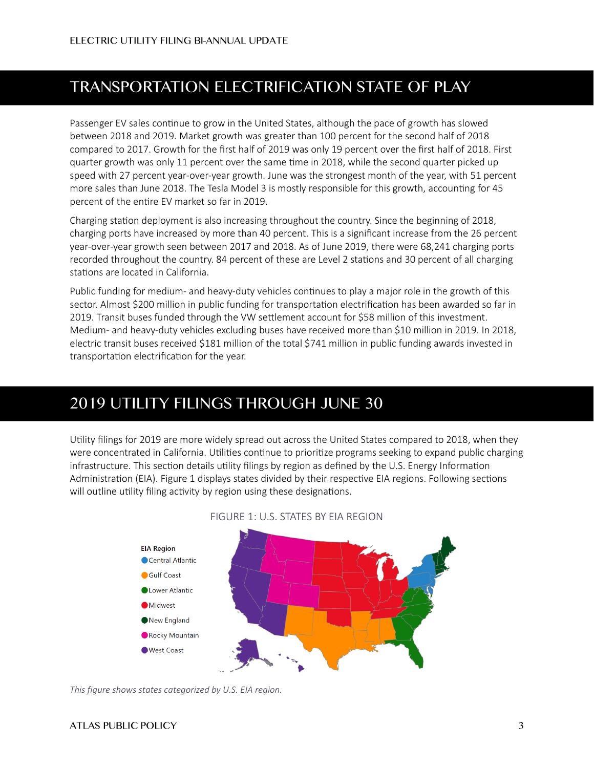## TRANSPORTATION ELECTRIFICATION STATE OF PLAY

Passenger EV sales continue to grow in the United States, although the pace of growth has slowed between 2018 and 2019. Market growth was greater than 100 percent for the second half of 2018 compared to 2017. Growth for the first half of 2019 was only 19 percent over the first half of 2018. First quarter growth was only 11 percent over the same time in 2018, while the second quarter picked up speed with 27 percent year-over-year growth. June was the strongest month of the year, with 51 percent more sales than June 2018. The Tesla Model 3 is mostly responsible for this growth, accounting for 45 percent of the entire EV market so far in 2019.

Charging station deployment is also increasing throughout the country. Since the beginning of 2018, charging ports have increased by more than 40 percent. This is a significant increase from the 26 percent year-over-year growth seen between 2017 and 2018. As of June 2019, there were 68,241 charging ports recorded throughout the country. 84 percent of these are Level 2 stations and 30 percent of all charging stations are located in California.

Public funding for medium- and heavy-duty vehicles continues to play a major role in the growth of this sector. Almost $200 million in public funding for transportation electrification has been awarded so far in 2019. Transit buses funded through the VW settlement account for $58 million of this investment. Medium- and heavy-duty vehicles excluding buses have received more than $10 million in 2019. In 2018, electric transit buses received $181 million of the total $741 million in public funding awards invested in transportation electrification for the year.

## 2019 UTILITY FILINGS THROUGH JUNE 30

Utility filings for 2019 are more widely spread out across the United States compared to 2018, when they were concentrated in California. Utilities continue to prioritize programs seeking to expand public charging infrastructure. This section details utility filings by region as defined by the U.S. Energy Information Administration (EIA). Figure 1 displays states divided by their respective EIA regions. Following sections will outline utility filing activity by region using these designations.

FIGURE 1: U.S. STATES BY EIA REGION

EIA Region
- Central Atlantic
- Gulf Coast
- Lower Atlantic
- Midwest
- New England
- Rocky Mountain
- West Coast

*This figure shows states categorized by U.S. EIA region.*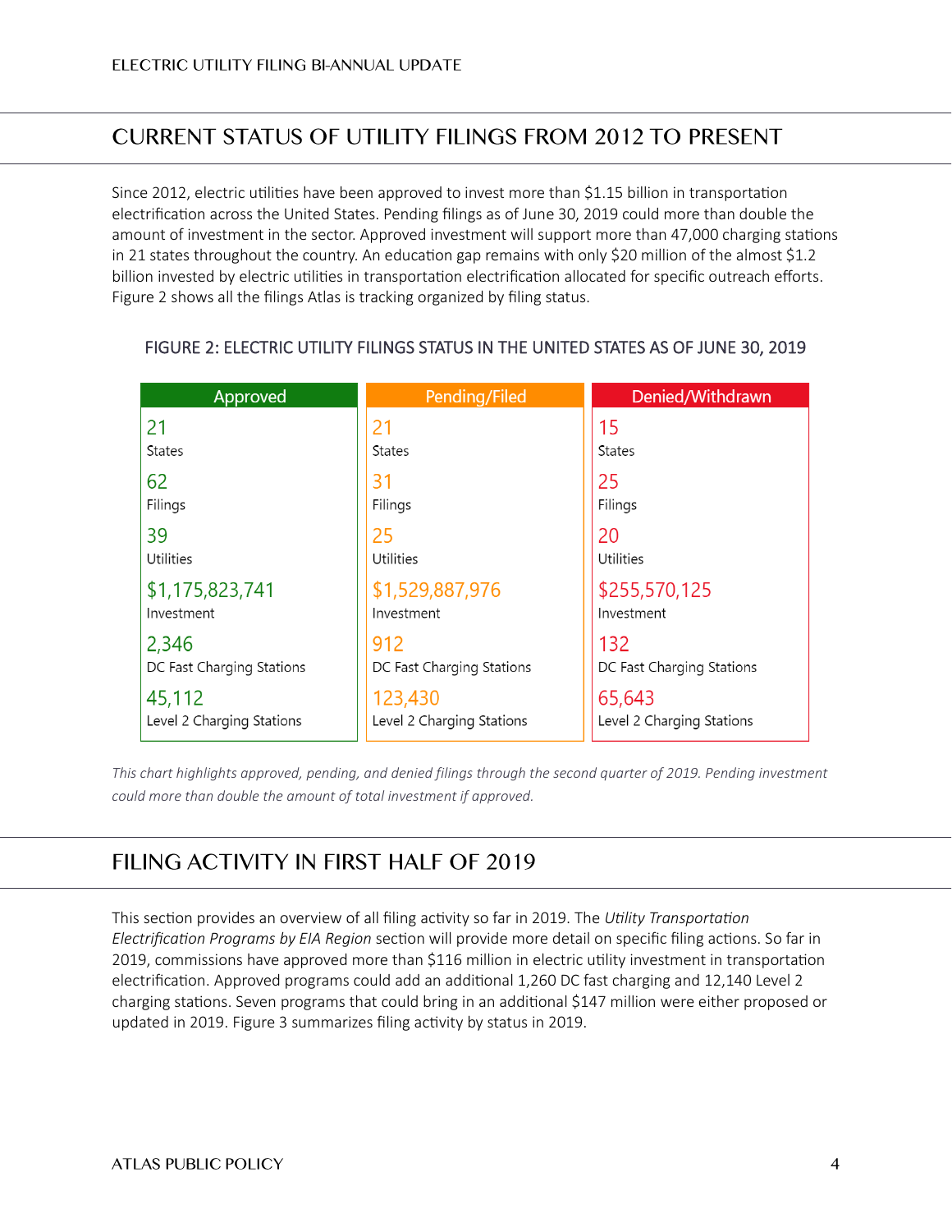## CURRENT STATUS OF UTILITY FILINGS FROM 2012 TO PRESENT

Since 2012, electric utilities have been approved to invest more than $1.15 billion in transportation electrification across the United States. Pending filings as of June 30, 2019 could more than double the amount of investment in the sector. Approved investment will support more than 47,000 charging stations in 21 states throughout the country. An education gap remains with only $20 million of the almost $1.2 billion invested by electric utilities in transportation electrification allocated for specific outreach efforts. Figure 2 shows all the filings Atlas is tracking organized by filing status.

### FIGURE 2: ELECTRIC UTILITY FILINGS STATUS IN THE UNITED STATES AS OF JUNE 30, 2019

| | Approved | Pending/Filed | Denied/Withdrawn |
|---|---|---|---|
| States | 21 | 21 | 15 |
| Filings | 62 | 31 | 25 |
| Utilities | 39 | 25 | 20 |
| Investment | $1,175,823,741 | $1,529,887,976 | $255,570,125 |
| DC Fast Charging Stations | 2,346 | 912 | 132 |
| Level 2 Charging Stations | 45,112 | 123,430 | 65,643 |

*This chart highlights approved, pending, and denied filings through the second quarter of 2019. Pending investment could more than double the amount of total investment if approved.*

## FILING ACTIVITY IN FIRST HALF OF 2019

This section provides an overview of all filing activity so far in 2019. The *Utility Transportation Electrification Programs by EIA Region* section will provide more detail on specific filing actions. So far in 2019, commissions have approved more than $116 million in electric utility investment in transportation electrification. Approved programs could add an additional 1,260 DC fast charging and 12,140 Level 2 charging stations. Seven programs that could bring in an additional $147 million were either proposed or updated in 2019. Figure 3 summarizes filing activity by status in 2019.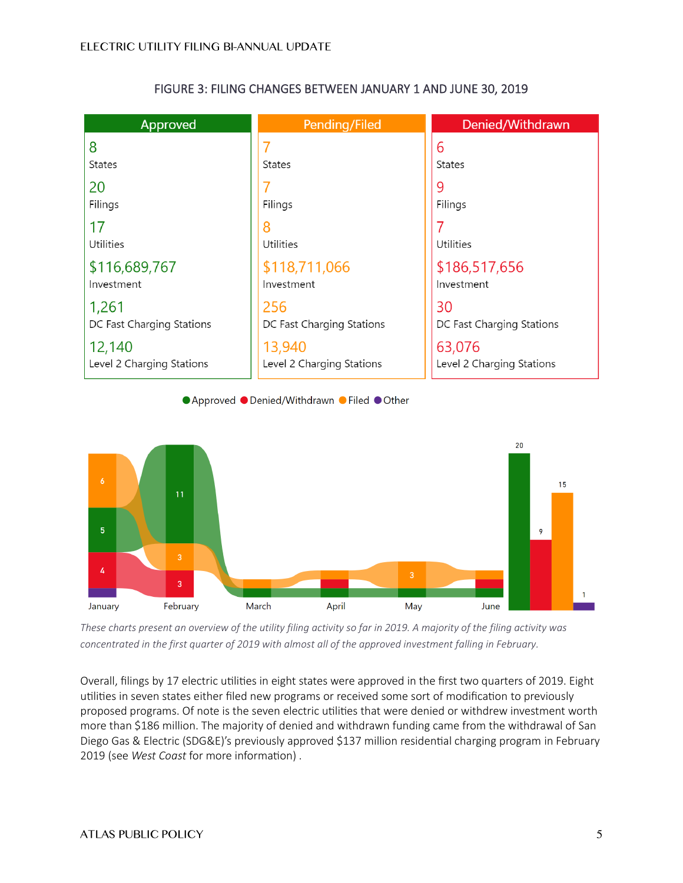## FIGURE 3: FILING CHANGES BETWEEN JANUARY 1 AND JUNE 30, 2019

| Approved | Pending/Filed | Denied/Withdrawn |
|---|---|---|
| 8 States | 7 States | 6 States |
| 20 Filings | 7 Filings | 9 Filings |
| 17 Utilities | 8 Utilities | 7 Utilities |
| $116,689,767 Investment | $118,711,066 Investment | $186,517,656 Investment |
| 1,261 DC Fast Charging Stations | 256 DC Fast Charging Stations | 30 DC Fast Charging Stations |
| 12,140 Level 2 Charging Stations | 13,940 Level 2 Charging Stations | 63,076 Level 2 Charging Stations |

*These charts present an overview of the utility filing activity so far in 2019. A majority of the filing activity was concentrated in the first quarter of 2019 with almost all of the approved investment falling in February.*

Overall, filings by 17 electric utilities in eight states were approved in the first two quarters of 2019. Eight utilities in seven states either filed new programs or received some sort of modification to previously proposed programs. Of note is the seven electric utilities that were denied or withdrew investment worth more than $186 million. The majority of denied and withdrawn funding came from the withdrawal of San Diego Gas & Electric (SDG&E)'s previously approved $137 million residential charging program in February 2019 (see *West Coast* for more information) .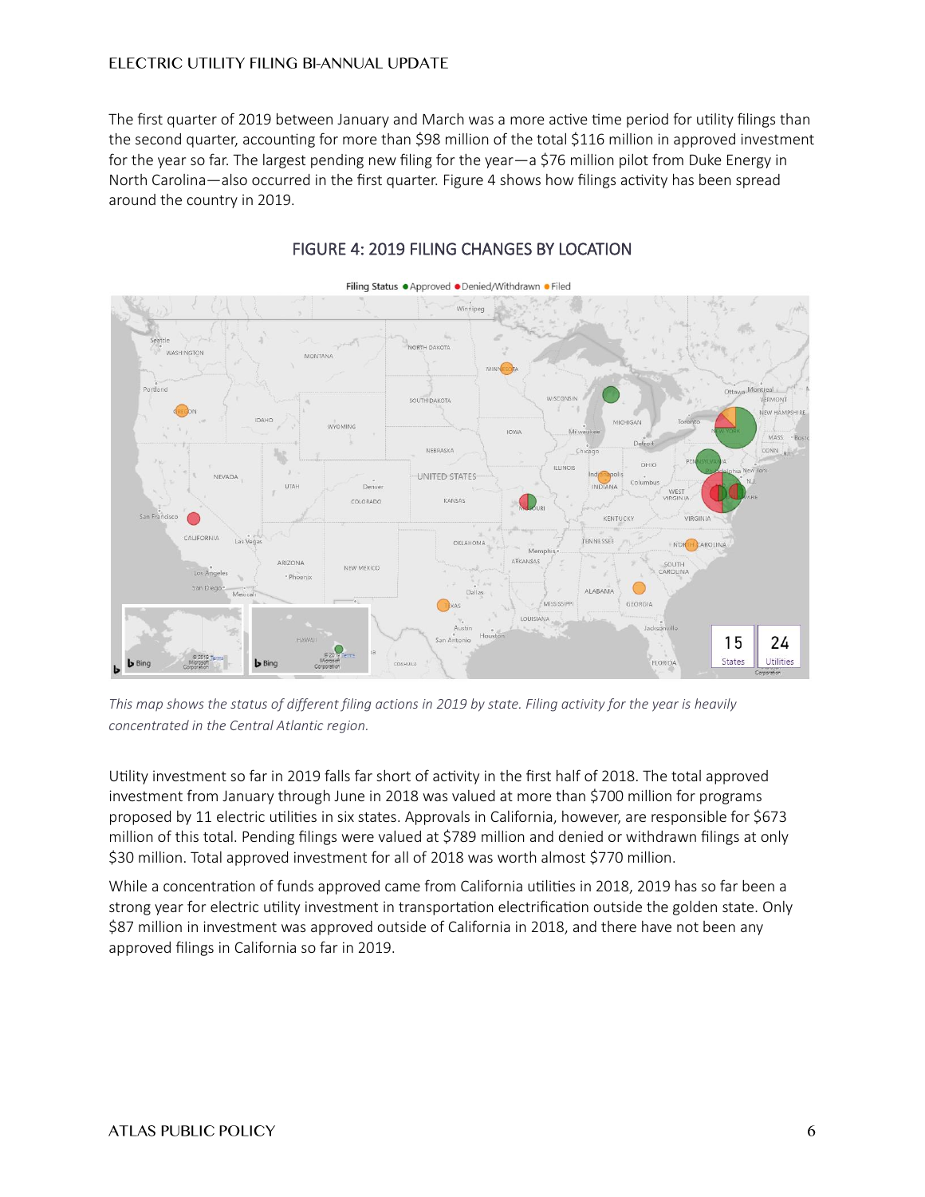The first quarter of 2019 between January and March was a more active time period for utility filings than the second quarter, accounting for more than $98 million of the total $116 million in approved investment for the year so far. The largest pending new filing for the year—a $76 million pilot from Duke Energy in North Carolina—also occurred in the first quarter. Figure 4 shows how filings activity has been spread around the country in 2019.

## FIGURE 4: 2019 FILING CHANGES BY LOCATION

*This map shows the status of different filing actions in 2019 by state. Filing activity for the year is heavily concentrated in the Central Atlantic region.*

Utility investment so far in 2019 falls far short of activity in the first half of 2018. The total approved investment from January through June in 2018 was valued at more than $700 million for programs proposed by 11 electric utilities in six states. Approvals in California, however, are responsible for $673 million of this total. Pending filings were valued at $789 million and denied or withdrawn filings at only $30 million. Total approved investment for all of 2018 was worth almost $770 million.

While a concentration of funds approved came from California utilities in 2018, 2019 has so far been a strong year for electric utility investment in transportation electrification outside the golden state. Only $87 million in investment was approved outside of California in 2018, and there have not been any approved filings in California so far in 2019.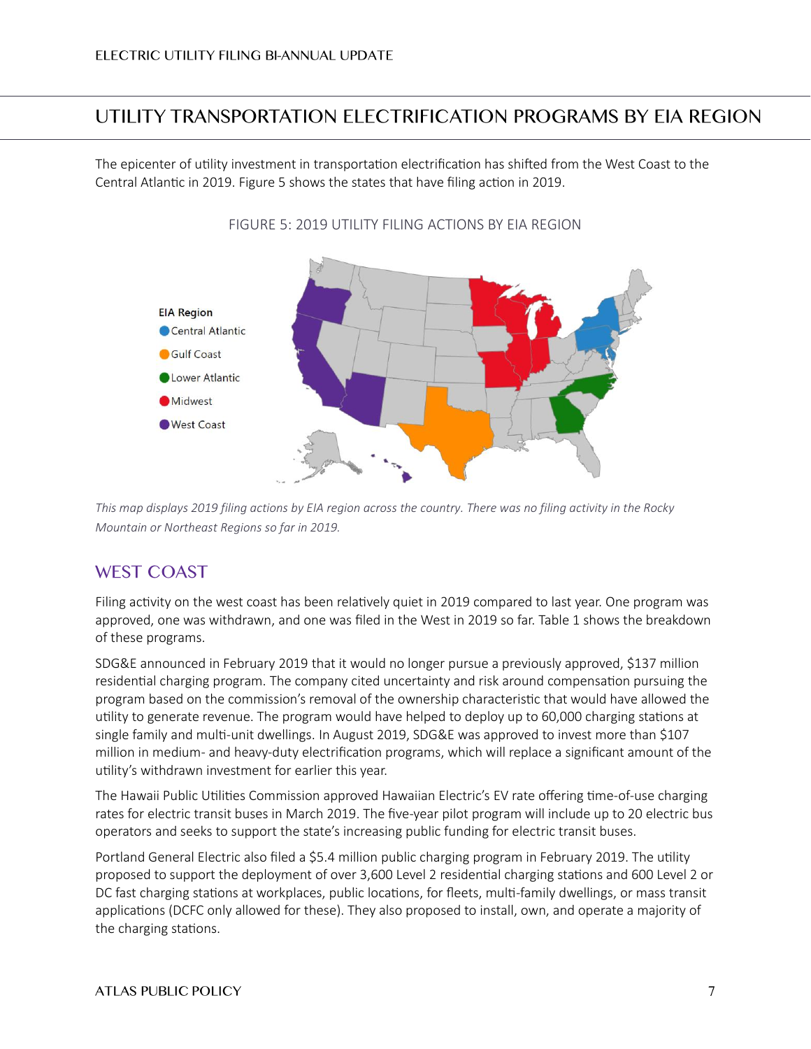## UTILITY TRANSPORTATION ELECTRIFICATION PROGRAMS BY EIA REGION

The epicenter of utility investment in transportation electrification has shifted from the West Coast to the Central Atlantic in 2019. Figure 5 shows the states that have filing action in 2019.

FIGURE 5: 2019 UTILITY FILING ACTIONS BY EIA REGION

EIA Region
- Central Atlantic
- Gulf Coast
- Lower Atlantic
- Midwest
- West Coast

*This map displays 2019 filing actions by EIA region across the country. There was no filing activity in the Rocky Mountain or Northeast Regions so far in 2019.*

### WEST COAST

Filing activity on the west coast has been relatively quiet in 2019 compared to last year. One program was approved, one was withdrawn, and one was filed in the West in 2019 so far. Table 1 shows the breakdown of these programs.

SDG&E announced in February 2019 that it would no longer pursue a previously approved, $137 million residential charging program. The company cited uncertainty and risk around compensation pursuing the program based on the commission's removal of the ownership characteristic that would have allowed the utility to generate revenue. The program would have helped to deploy up to 60,000 charging stations at single family and multi-unit dwellings. In August 2019, SDG&E was approved to invest more than $107 million in medium- and heavy-duty electrification programs, which will replace a significant amount of the utility's withdrawn investment for earlier this year.

The Hawaii Public Utilities Commission approved Hawaiian Electric's EV rate offering time-of-use charging rates for electric transit buses in March 2019. The five-year pilot program will include up to 20 electric bus operators and seeks to support the state's increasing public funding for electric transit buses.

Portland General Electric also filed a $5.4 million public charging program in February 2019. The utility proposed to support the deployment of over 3,600 Level 2 residential charging stations and 600 Level 2 or DC fast charging stations at workplaces, public locations, for fleets, multi-family dwellings, or mass transit applications (DCFC only allowed for these). They also proposed to install, own, and operate a majority of the charging stations.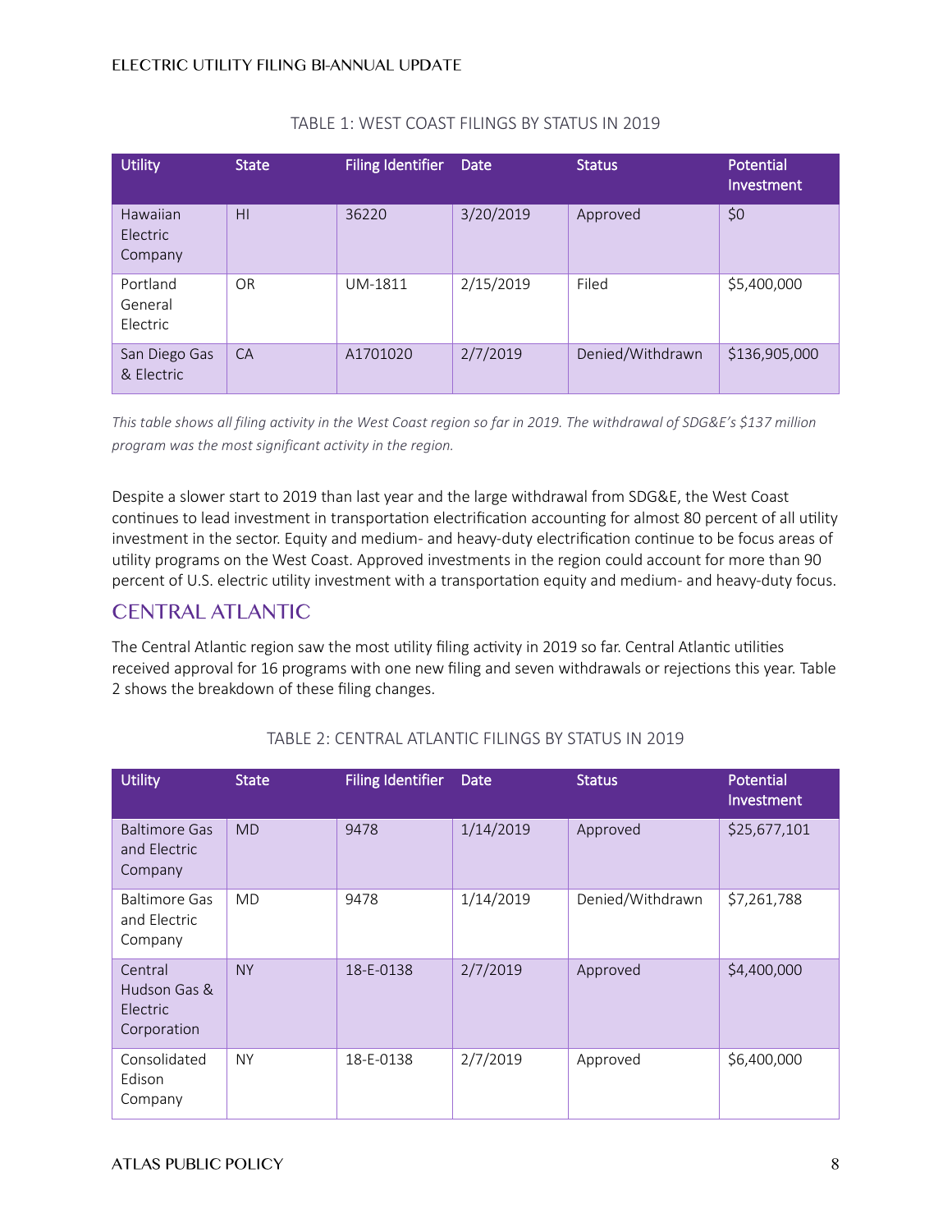TABLE 1: WEST COAST FILINGS BY STATUS IN 2019

| Utility | State | Filing Identifier | Date | Status | Potential Investment |
|---|---|---|---|---|---|
| Hawaiian Electric Company | HI | 36220 | 3/20/2019 | Approved | $0 |
| Portland General Electric | OR | UM-1811 | 2/15/2019 | Filed | $5,400,000 |
| San Diego Gas & Electric | CA | A1701020 | 2/7/2019 | Denied/Withdrawn | $136,905,000 |

*This table shows all filing activity in the West Coast region so far in 2019. The withdrawal of SDG&E's $137 million program was the most significant activity in the region.*

Despite a slower start to 2019 than last year and the large withdrawal from SDG&E, the West Coast continues to lead investment in transportation electrification accounting for almost 80 percent of all utility investment in the sector. Equity and medium- and heavy-duty electrification continue to be focus areas of utility programs on the West Coast. Approved investments in the region could account for more than 90 percent of U.S. electric utility investment with a transportation equity and medium- and heavy-duty focus.

## CENTRAL ATLANTIC

The Central Atlantic region saw the most utility filing activity in 2019 so far. Central Atlantic utilities received approval for 16 programs with one new filing and seven withdrawals or rejections this year. Table 2 shows the breakdown of these filing changes.

TABLE 2: CENTRAL ATLANTIC FILINGS BY STATUS IN 2019

| Utility | State | Filing Identifier | Date | Status | Potential Investment |
|---|---|---|---|---|---|
| Baltimore Gas and Electric Company | MD | 9478 | 1/14/2019 | Approved | $25,677,101 |
| Baltimore Gas and Electric Company | MD | 9478 | 1/14/2019 | Denied/Withdrawn | $7,261,788 |
| Central Hudson Gas & Electric Corporation | NY | 18-E-0138 | 2/7/2019 | Approved | $4,400,000 |
| Consolidated Edison Company | NY | 18-E-0138 | 2/7/2019 | Approved | $6,400,000 |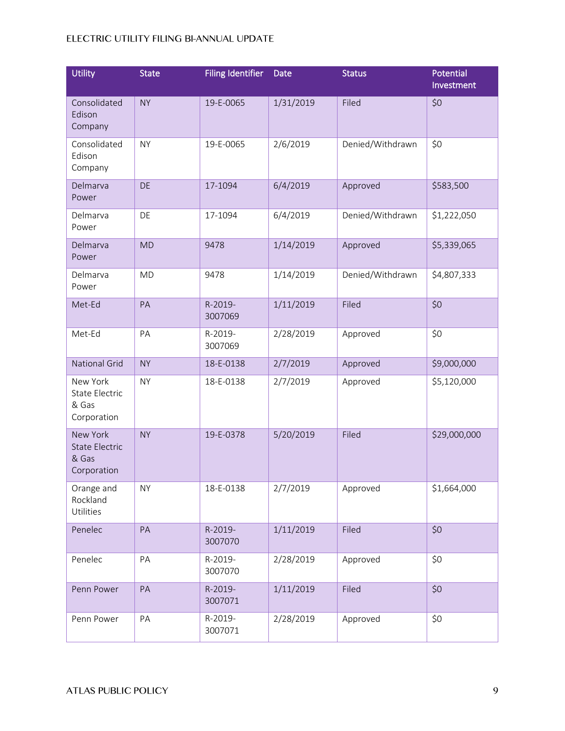| Utility | State | Filing Identifier | Date | Status | Potential Investment |
|---|---|---|---|---|---|
| Consolidated Edison Company | NY | 19-E-0065 | 1/31/2019 | Filed | $0 |
| Consolidated Edison Company | NY | 19-E-0065 | 2/6/2019 | Denied/Withdrawn | $0 |
| Delmarva Power | DE | 17-1094 | 6/4/2019 | Approved | $583,500 |
| Delmarva Power | DE | 17-1094 | 6/4/2019 | Denied/Withdrawn | $1,222,050 |
| Delmarva Power | MD | 9478 | 1/14/2019 | Approved | $5,339,065 |
| Delmarva Power | MD | 9478 | 1/14/2019 | Denied/Withdrawn | $4,807,333 |
| Met-Ed | PA | R-2019-3007069 | 1/11/2019 | Filed | $0 |
| Met-Ed | PA | R-2019-3007069 | 2/28/2019 | Approved | $0 |
| National Grid | NY | 18-E-0138 | 2/7/2019 | Approved | $9,000,000 |
| New York State Electric & Gas Corporation | NY | 18-E-0138 | 2/7/2019 | Approved | $5,120,000 |
| New York State Electric & Gas Corporation | NY | 19-E-0378 | 5/20/2019 | Filed | $29,000,000 |
| Orange and Rockland Utilities | NY | 18-E-0138 | 2/7/2019 | Approved | $1,664,000 |
| Penelec | PA | R-2019-3007070 | 1/11/2019 | Filed | $0 |
| Penelec | PA | R-2019-3007070 | 2/28/2019 | Approved | $0 |
| Penn Power | PA | R-2019-3007071 | 1/11/2019 | Filed | $0 |
| Penn Power | PA | R-2019-3007071 | 2/28/2019 | Approved | $0 |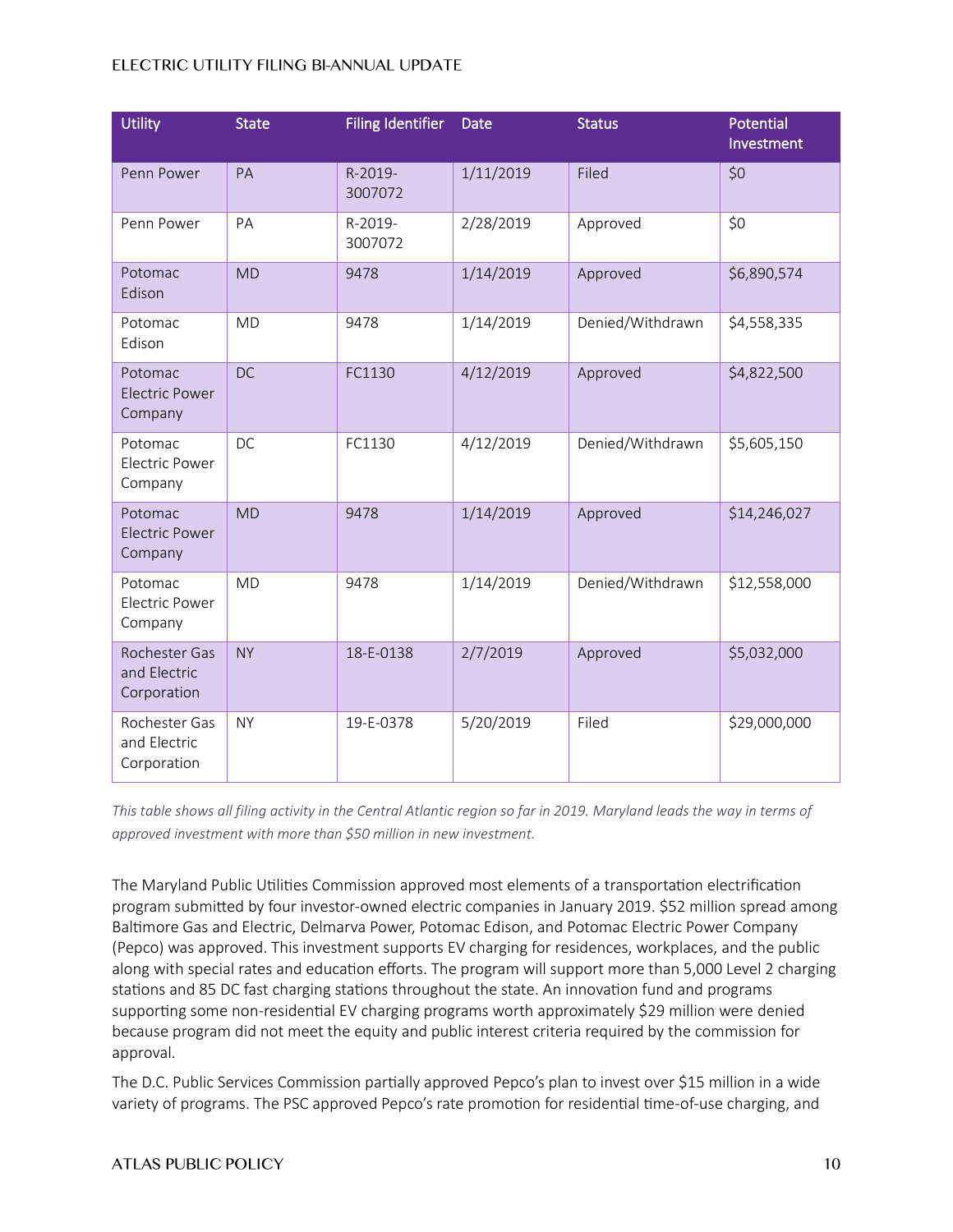| Utility | State | Filing Identifier | Date | Status | Potential Investment |
|---|---|---|---|---|---|
| Penn Power | PA | R-2019-3007072 | 1/11/2019 | Filed | $0 |
| Penn Power | PA | R-2019-3007072 | 2/28/2019 | Approved | $0 |
| Potomac Edison | MD | 9478 | 1/14/2019 | Approved | $6,890,574 |
| Potomac Edison | MD | 9478 | 1/14/2019 | Denied/Withdrawn | $4,558,335 |
| Potomac Electric Power Company | DC | FC1130 | 4/12/2019 | Approved | $4,822,500 |
| Potomac Electric Power Company | DC | FC1130 | 4/12/2019 | Denied/Withdrawn | $5,605,150 |
| Potomac Electric Power Company | MD | 9478 | 1/14/2019 | Approved | $14,246,027 |
| Potomac Electric Power Company | MD | 9478 | 1/14/2019 | Denied/Withdrawn | $12,558,000 |
| Rochester Gas and Electric Corporation | NY | 18-E-0138 | 2/7/2019 | Approved | $5,032,000 |
| Rochester Gas and Electric Corporation | NY | 19-E-0378 | 5/20/2019 | Filed | $29,000,000 |

*This table shows all filing activity in the Central Atlantic region so far in 2019. Maryland leads the way in terms of approved investment with more than $50 million in new investment.*

The Maryland Public Utilities Commission approved most elements of a transportation electrification program submitted by four investor-owned electric companies in January 2019. $52 million spread among Baltimore Gas and Electric, Delmarva Power, Potomac Edison, and Potomac Electric Power Company (Pepco) was approved. This investment supports EV charging for residences, workplaces, and the public along with special rates and education efforts. The program will support more than 5,000 Level 2 charging stations and 85 DC fast charging stations throughout the state. An innovation fund and programs supporting some non-residential EV charging programs worth approximately $29 million were denied because program did not meet the equity and public interest criteria required by the commission for approval.

The D.C. Public Services Commission partially approved Pepco's plan to invest over $15 million in a wide variety of programs. The PSC approved Pepco's rate promotion for residential time-of-use charging, and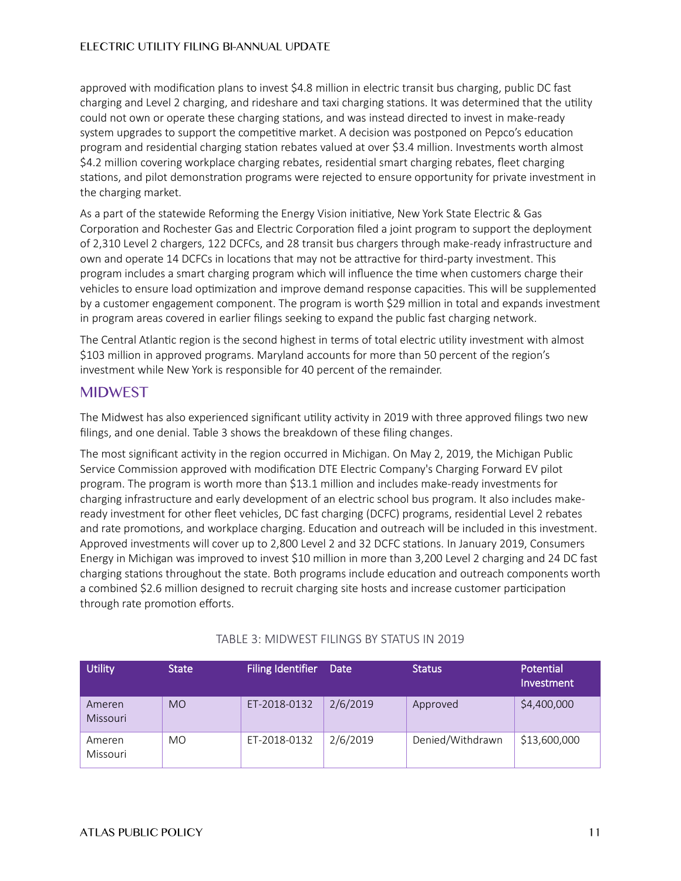approved with modification plans to invest $4.8 million in electric transit bus charging, public DC fast charging and Level 2 charging, and rideshare and taxi charging stations. It was determined that the utility could not own or operate these charging stations, and was instead directed to invest in make-ready system upgrades to support the competitive market. A decision was postponed on Pepco's education program and residential charging station rebates valued at over $3.4 million. Investments worth almost $4.2 million covering workplace charging rebates, residential smart charging rebates, fleet charging stations, and pilot demonstration programs were rejected to ensure opportunity for private investment in the charging market.

As a part of the statewide Reforming the Energy Vision initiative, New York State Electric & Gas Corporation and Rochester Gas and Electric Corporation filed a joint program to support the deployment of 2,310 Level 2 chargers, 122 DCFCs, and 28 transit bus chargers through make-ready infrastructure and own and operate 14 DCFCs in locations that may not be attractive for third-party investment. This program includes a smart charging program which will influence the time when customers charge their vehicles to ensure load optimization and improve demand response capacities. This will be supplemented by a customer engagement component. The program is worth $29 million in total and expands investment in program areas covered in earlier filings seeking to expand the public fast charging network.

The Central Atlantic region is the second highest in terms of total electric utility investment with almost $103 million in approved programs. Maryland accounts for more than 50 percent of the region's investment while New York is responsible for 40 percent of the remainder.

## MIDWEST

The Midwest has also experienced significant utility activity in 2019 with three approved filings two new filings, and one denial. Table 3 shows the breakdown of these filing changes.

The most significant activity in the region occurred in Michigan. On May 2, 2019, the Michigan Public Service Commission approved with modification DTE Electric Company's Charging Forward EV pilot program. The program is worth more than $13.1 million and includes make-ready investments for charging infrastructure and early development of an electric school bus program. It also includes make-ready investment for other fleet vehicles, DC fast charging (DCFC) programs, residential Level 2 rebates and rate promotions, and workplace charging. Education and outreach will be included in this investment. Approved investments will cover up to 2,800 Level 2 and 32 DCFC stations. In January 2019, Consumers Energy in Michigan was improved to invest $10 million in more than 3,200 Level 2 charging and 24 DC fast charging stations throughout the state. Both programs include education and outreach components worth a combined $2.6 million designed to recruit charging site hosts and increase customer participation through rate promotion efforts.

TABLE 3: MIDWEST FILINGS BY STATUS IN 2019

| Utility | State | Filing Identifier | Date | Status | Potential Investment |
|---|---|---|---|---|---|
| Ameren Missouri | MO | ET-2018-0132 | 2/6/2019 | Approved | $4,400,000 |
| Ameren Missouri | MO | ET-2018-0132 | 2/6/2019 | Denied/Withdrawn | $13,600,000 |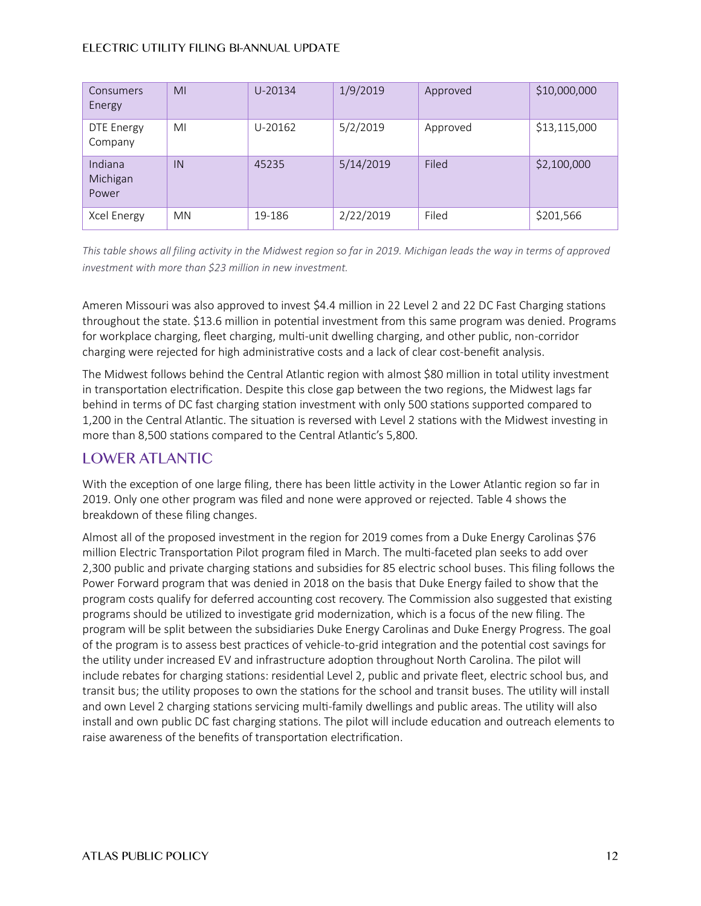| Consumers Energy | MI | U-20134 | 1/9/2019 | Approved | $10,000,000 |
|---|---|---|---|---|---|
| DTE Energy Company | MI | U-20162 | 5/2/2019 | Approved | $13,115,000 |
| Indiana Michigan Power | IN | 45235 | 5/14/2019 | Filed | $2,100,000 |
| Xcel Energy | MN | 19-186 | 2/22/2019 | Filed | $201,566 |

*This table shows all filing activity in the Midwest region so far in 2019. Michigan leads the way in terms of approved investment with more than $23 million in new investment.*

Ameren Missouri was also approved to invest $4.4 million in 22 Level 2 and 22 DC Fast Charging stations throughout the state. $13.6 million in potential investment from this same program was denied. Programs for workplace charging, fleet charging, multi-unit dwelling charging, and other public, non-corridor charging were rejected for high administrative costs and a lack of clear cost-benefit analysis.

The Midwest follows behind the Central Atlantic region with almost $80 million in total utility investment in transportation electrification. Despite this close gap between the two regions, the Midwest lags far behind in terms of DC fast charging station investment with only 500 stations supported compared to 1,200 in the Central Atlantic. The situation is reversed with Level 2 stations with the Midwest investing in more than 8,500 stations compared to the Central Atlantic's 5,800.

## LOWER ATLANTIC

With the exception of one large filing, there has been little activity in the Lower Atlantic region so far in 2019. Only one other program was filed and none were approved or rejected. Table 4 shows the breakdown of these filing changes.

Almost all of the proposed investment in the region for 2019 comes from a Duke Energy Carolinas $76 million Electric Transportation Pilot program filed in March. The multi-faceted plan seeks to add over 2,300 public and private charging stations and subsidies for 85 electric school buses. This filing follows the Power Forward program that was denied in 2018 on the basis that Duke Energy failed to show that the program costs qualify for deferred accounting cost recovery. The Commission also suggested that existing programs should be utilized to investigate grid modernization, which is a focus of the new filing. The program will be split between the subsidiaries Duke Energy Carolinas and Duke Energy Progress. The goal of the program is to assess best practices of vehicle-to-grid integration and the potential cost savings for the utility under increased EV and infrastructure adoption throughout North Carolina. The pilot will include rebates for charging stations: residential Level 2, public and private fleet, electric school bus, and transit bus; the utility proposes to own the stations for the school and transit buses. The utility will install and own Level 2 charging stations servicing multi-family dwellings and public areas. The utility will also install and own public DC fast charging stations. The pilot will include education and outreach elements to raise awareness of the benefits of transportation electrification.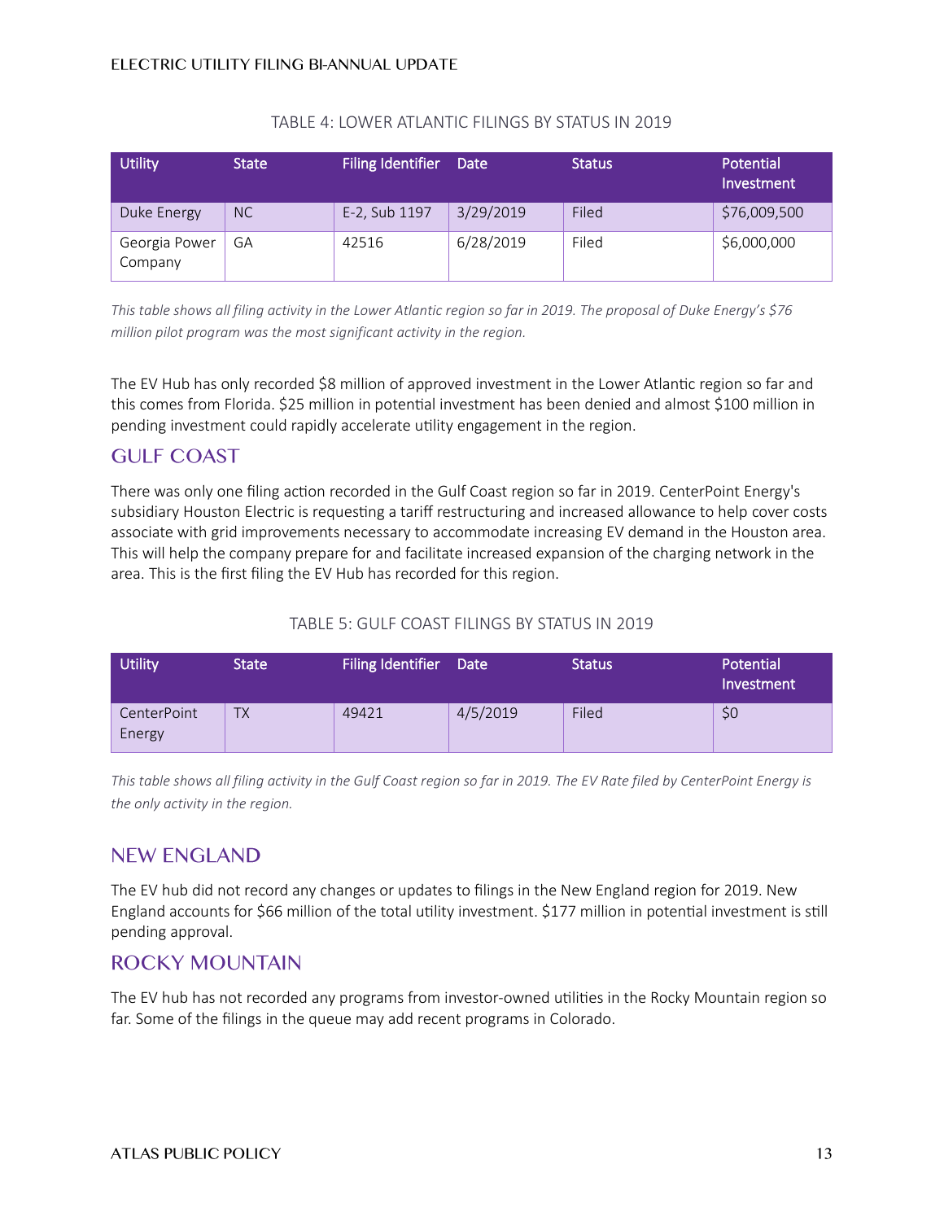TABLE 4: LOWER ATLANTIC FILINGS BY STATUS IN 2019

| Utility | State | Filing Identifier | Date | Status | Potential Investment |
|---|---|---|---|---|---|
| Duke Energy | NC | E-2, Sub 1197 | 3/29/2019 | Filed | $76,009,500 |
| Georgia Power Company | GA | 42516 | 6/28/2019 | Filed | $6,000,000 |

*This table shows all filing activity in the Lower Atlantic region so far in 2019. The proposal of Duke Energy's $76 million pilot program was the most significant activity in the region.*

The EV Hub has only recorded $8 million of approved investment in the Lower Atlantic region so far and this comes from Florida. $25 million in potential investment has been denied and almost $100 million in pending investment could rapidly accelerate utility engagement in the region.

## GULF COAST

There was only one filing action recorded in the Gulf Coast region so far in 2019. CenterPoint Energy's subsidiary Houston Electric is requesting a tariff restructuring and increased allowance to help cover costs associate with grid improvements necessary to accommodate increasing EV demand in the Houston area. This will help the company prepare for and facilitate increased expansion of the charging network in the area. This is the first filing the EV Hub has recorded for this region.

TABLE 5: GULF COAST FILINGS BY STATUS IN 2019

| Utility | State | Filing Identifier | Date | Status | Potential Investment |
|---|---|---|---|---|---|
| CenterPoint Energy | TX | 49421 | 4/5/2019 | Filed | $0 |

*This table shows all filing activity in the Gulf Coast region so far in 2019. The EV Rate filed by CenterPoint Energy is the only activity in the region.*

## NEW ENGLAND

The EV hub did not record any changes or updates to filings in the New England region for 2019. New England accounts for $66 million of the total utility investment. $177 million in potential investment is still pending approval.

## ROCKY MOUNTAIN

The EV hub has not recorded any programs from investor-owned utilities in the Rocky Mountain region so far. Some of the filings in the queue may add recent programs in Colorado.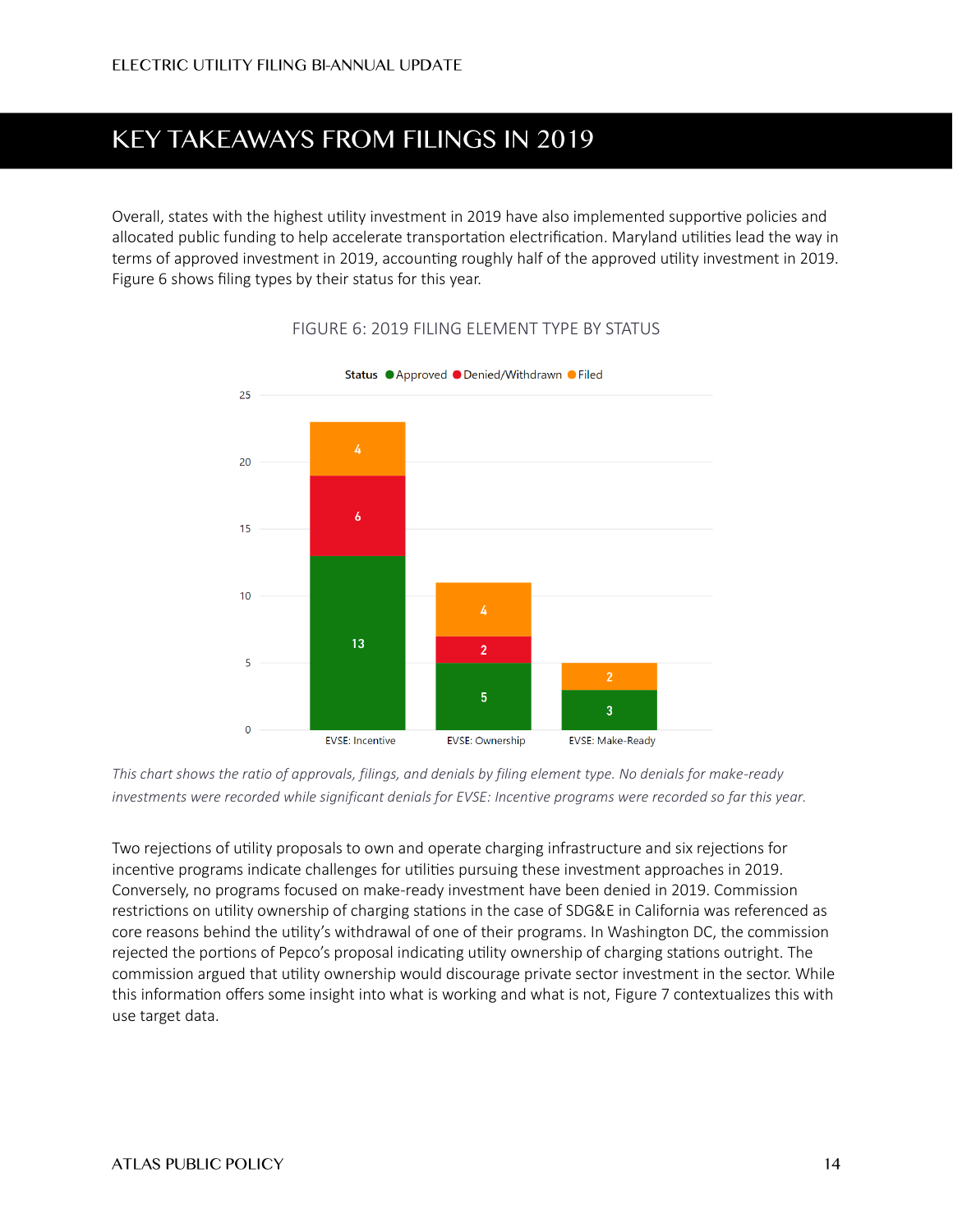## KEY TAKEAWAYS FROM FILINGS IN 2019

Overall, states with the highest utility investment in 2019 have also implemented supportive policies and allocated public funding to help accelerate transportation electrification. Maryland utilities lead the way in terms of approved investment in 2019, accounting roughly half of the approved utility investment in 2019. Figure 6 shows filing types by their status for this year.

FIGURE 6: 2019 FILING ELEMENT TYPE BY STATUS

| Filing Element Type | Approved | Denied/Withdrawn | Filed |
| --- | --- | --- | --- |
| EVSE: Incentive | 13 | 6 | 4 |
| EVSE: Ownership | 5 | 2 | 4 |
| EVSE: Make-Ready | 3 | | 2 |

*This chart shows the ratio of approvals, filings, and denials by filing element type. No denials for make-ready investments were recorded while significant denials for EVSE: Incentive programs were recorded so far this year.*

Two rejections of utility proposals to own and operate charging infrastructure and six rejections for incentive programs indicate challenges for utilities pursuing these investment approaches in 2019. Conversely, no programs focused on make-ready investment have been denied in 2019. Commission restrictions on utility ownership of charging stations in the case of SDG&E in California was referenced as core reasons behind the utility's withdrawal of one of their programs. In Washington DC, the commission rejected the portions of Pepco's proposal indicating utility ownership of charging stations outright. The commission argued that utility ownership would discourage private sector investment in the sector. While this information offers some insight into what is working and what is not, Figure 7 contextualizes this with use target data.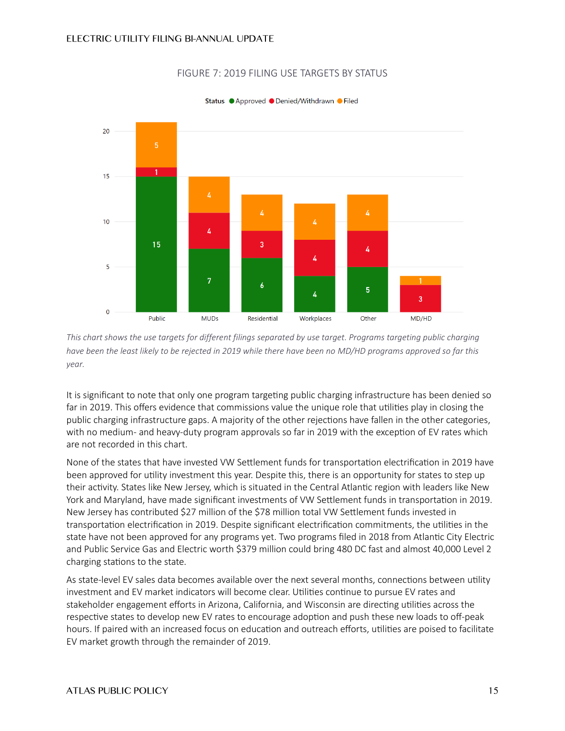## FIGURE 7: 2019 FILING USE TARGETS BY STATUS

| Use Target | Approved | Denied/Withdrawn | Filed |
|---|---|---|---|
| Public | 15 | 1 | 5 |
| MUDs | 7 | 4 | 4 |
| Residential | 6 | 3 | 4 |
| Workplaces | 4 | 4 | 4 |
| Other | 5 | 4 | 4 |
| MD/HD | | 3 | 1 |

*This chart shows the use targets for different filings separated by use target. Programs targeting public charging have been the least likely to be rejected in 2019 while there have been no MD/HD programs approved so far this year.*

It is significant to note that only one program targeting public charging infrastructure has been denied so far in 2019. This offers evidence that commissions value the unique role that utilities play in closing the public charging infrastructure gaps. A majority of the other rejections have fallen in the other categories, with no medium- and heavy-duty program approvals so far in 2019 with the exception of EV rates which are not recorded in this chart.

None of the states that have invested VW Settlement funds for transportation electrification in 2019 have been approved for utility investment this year. Despite this, there is an opportunity for states to step up their activity. States like New Jersey, which is situated in the Central Atlantic region with leaders like New York and Maryland, have made significant investments of VW Settlement funds in transportation in 2019. New Jersey has contributed $27 million of the $78 million total VW Settlement funds invested in transportation electrification in 2019. Despite significant electrification commitments, the utilities in the state have not been approved for any programs yet. Two programs filed in 2018 from Atlantic City Electric and Public Service Gas and Electric worth $379 million could bring 480 DC fast and almost 40,000 Level 2 charging stations to the state.

As state-level EV sales data becomes available over the next several months, connections between utility investment and EV market indicators will become clear. Utilities continue to pursue EV rates and stakeholder engagement efforts in Arizona, California, and Wisconsin are directing utilities across the respective states to develop new EV rates to encourage adoption and push these new loads to off-peak hours. If paired with an increased focus on education and outreach efforts, utilities are poised to facilitate EV market growth through the remainder of 2019.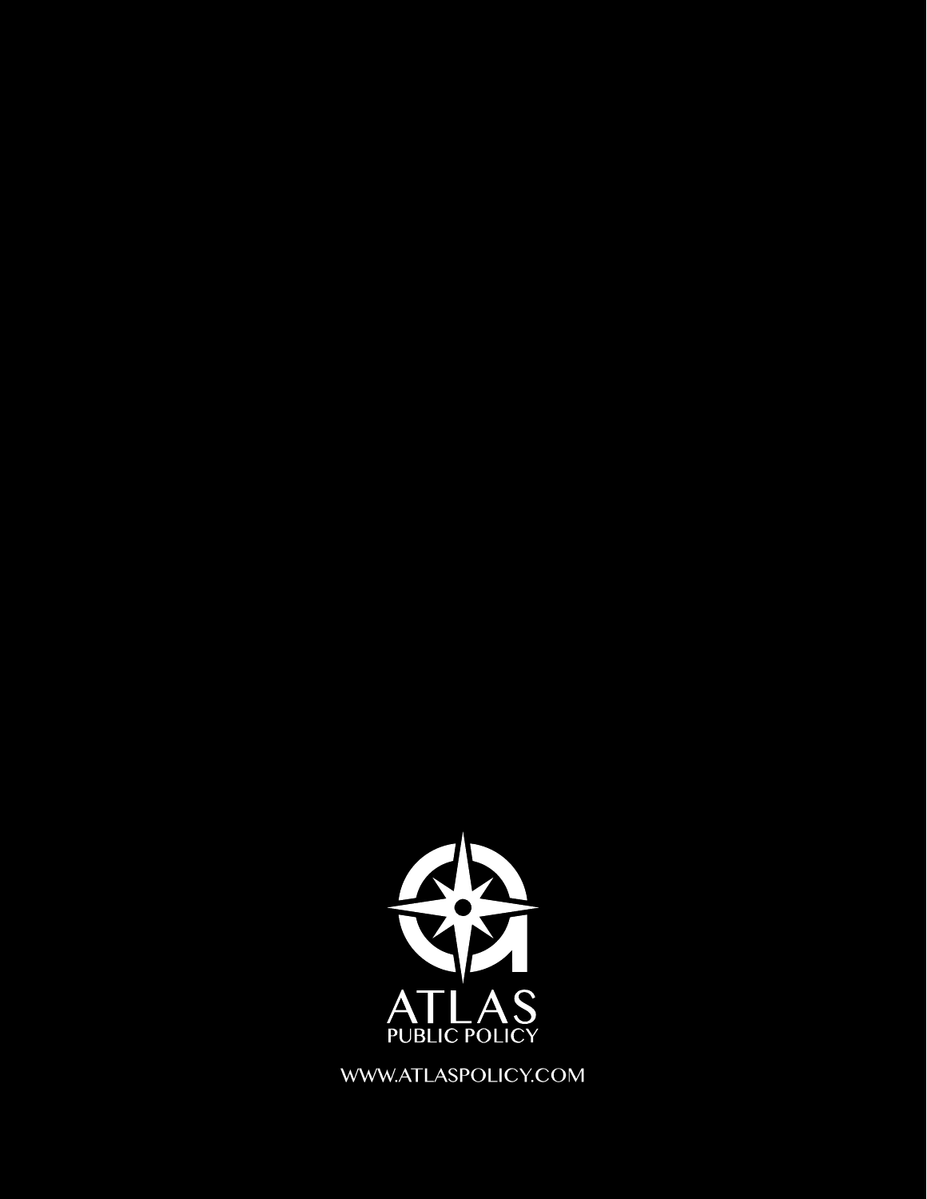ATLAS
PUBLIC POLICY

WWW.ATLASPOLICY.COM